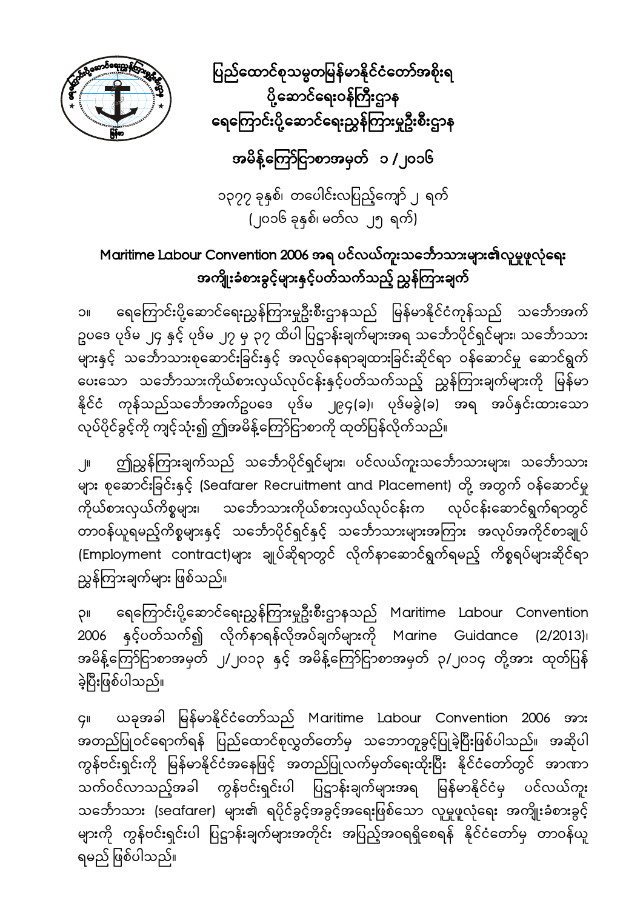# ပြည်ထောင်စုသမ္မတမြန်မာနိုင်ငံတော်အစိုးရ
# ပို့ဆောင်ရေးဝန်ကြီးဌာန
# ရေကြောင်းပို့ဆောင်ရေးညွှန်ကြားမှုဦးစီးဌာန

## အမိန့်ကြော်ငြာစာအမှတ် ၁ / ၂၀၁၆

၁၃၇၇ ခုနှစ်၊ တပေါင်းလပြည့်ကျော် ၂ ရက်
(၂၀၁၆ ခုနှစ်၊ မတ်လ ၂၅ ရက်)

## Maritime Labour Convention 2006 အရ ပင်လယ်ကူးသင်္ဘောသားများ၏လူမှုဖူလုံရေး အကျိုးခံစားခွင့်များနှင့်ပတ်သက်သည့် ညွှန်ကြားချက်

၁။ ရေကြောင်းပို့ဆောင်ရေးညွှန်ကြားမှုဦးစီးဌာနသည် မြန်မာနိုင်ငံကုန်သည် သင်္ဘောအက်ဥပဒေ ပုဒ်မ ၂၄ နှင့် ပုဒ်မ ၂၇ မှ ၃၇ ထိပါ ပြဋ္ဌာန်းချက်များအရ သင်္ဘောပိုင်ရှင်များ၊ သင်္ဘောသားများနှင့် သင်္ဘောသားစုဆောင်းခြင်းနှင့် အလုပ်နေရာချထားခြင်းဆိုင်ရာ ဝန်ဆောင်မှု ဆောင်ရွက်ပေးသော သင်္ဘောသားကိုယ်စားလှယ်လုပ်ငန်းနှင့်ပတ်သက်သည့် ညွှန်ကြားချက်များကို မြန်မာနိုင်ငံ ကုန်သည်သင်္ဘောအက်ဥပဒေ ပုဒ်မ ၂၉၄(ခ)၊ ပုဒ်မခွဲ(ခ) အရ အပ်နှင်းထားသော လုပ်ပိုင်ခွင့်ကို ကျင့်သုံး၍ ဤအမိန့်ကြော်ငြာစာကို ထုတ်ပြန်လိုက်သည်။

၂။ ဤညွှန်ကြားချက်သည် သင်္ဘောပိုင်ရှင်များ၊ ပင်လယ်ကူးသင်္ဘောသားများ၊ သင်္ဘောသားများ စုဆောင်းခြင်းနှင့် (Seafarer Recruitment and Placement) တို့ အတွက် ဝန်ဆောင်မှု ကိုယ်စားလှယ်ကိစ္စများ၊ သင်္ဘောသားကိုယ်စားလှယ်လုပ်ငန်းက လုပ်ငန်းဆောင်ရွက်ရာတွင် တာဝန်ယူရမည့်ကိစ္စများနှင့် သင်္ဘောပိုင်ရှင်နှင့် သင်္ဘောသားများအကြား အလုပ်အကိုင်စာချုပ် (Employment contract)များ ချုပ်ဆိုရာတွင် လိုက်နာဆောင်ရွက်ရမည့် ကိစ္စရပ်များဆိုင်ရာ ညွှန်ကြားချက်များ ဖြစ်သည်။

၃။ ရေကြောင်းပို့ဆောင်ရေးညွှန်ကြားမှုဦးစီးဌာနသည် Maritime Labour Convention 2006 နှင့်ပတ်သက်၍ လိုက်နာရန်လိုအပ်ချက်များကို Marine Guidance (2/2013)၊ အမိန့်ကြော်ငြာစာအမှတ် ၂/၂၀၁၃ နှင့် အမိန့်ကြော်ငြာစာအမှတ် ၃/၂၀၁၄ တို့အား ထုတ်ပြန်ခဲ့ပြီးဖြစ်ပါသည်။

၄။ ယခုအခါ မြန်မာနိုင်ငံတော်သည် Maritime Labour Convention 2006 အား အတည်ပြုဝင်ရောက်ရန် ပြည်ထောင်စုလွှတ်တော်မှ သဘောတူခွင့်ပြုခဲ့ပြီးဖြစ်ပါသည်။ အဆိုပါ ကွန်ဗင်းရှင်းကို မြန်မာနိုင်ငံအနေဖြင့် အတည်ပြုလက်မှတ်ရေးထိုးပြီး နိုင်ငံတော်တွင် အာဏာသက်ဝင်လာသည့်အခါ ကွန်ဗင်းရှင်းပါ ပြဋ္ဌာန်းချက်များအရ မြန်မာနိုင်ငံမှ ပင်လယ်ကူးသင်္ဘောသား (seafarer) များ၏ ရပိုင်ခွင့်အခွင့်အရေးဖြစ်သော လူမှုဖူလုံရေး အကျိုးခံစားခွင့်များကို ကွန်ဗင်းရှင်းပါ ပြဋ္ဌာန်းချက်များအတိုင်း အပြည့်အဝရရှိစေရန် နိုင်ငံတော်မှ တာဝန်ယူရမည် ဖြစ်ပါသည်။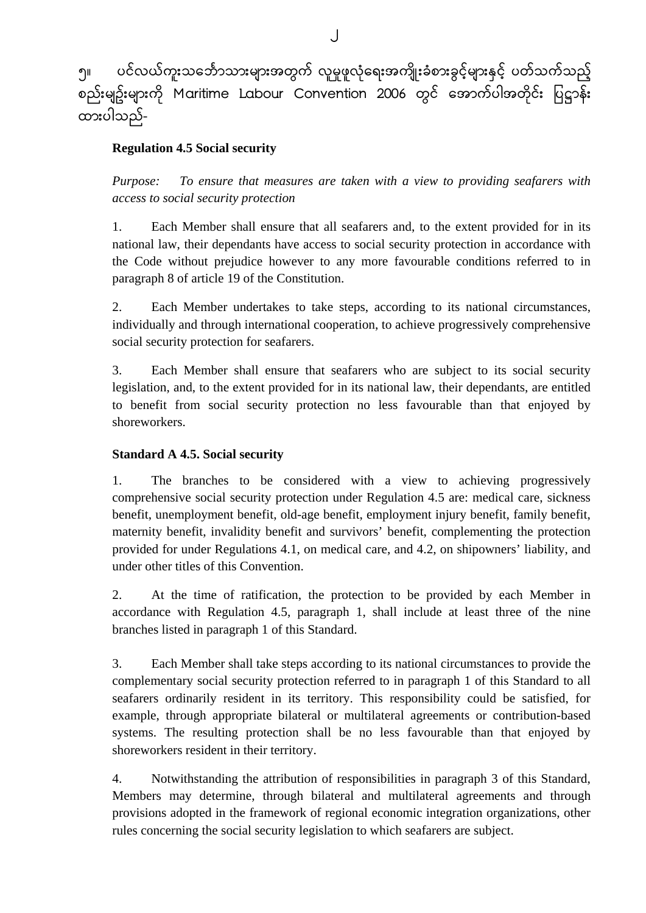၅။ ပင်လယ်ကူးသင်္ဘောသားများအတွက် လူမှုဖူလုံရေးအကျိုးခံစားခွင့်များနှင့် ပတ်သက်သည့် စည်းမျဉ်းများကို Maritime Labour Convention 2006 တွင် အောက်ပါအတိုင်း ပြဋ္ဌာန်းထားပါသည်-

**Regulation 4.5 Social security**

*Purpose: To ensure that measures are taken with a view to providing seafarers with access to social security protection*

1. Each Member shall ensure that all seafarers and, to the extent provided for in its national law, their dependants have access to social security protection in accordance with the Code without prejudice however to any more favourable conditions referred to in paragraph 8 of article 19 of the Constitution.

2. Each Member undertakes to take steps, according to its national circumstances, individually and through international cooperation, to achieve progressively comprehensive social security protection for seafarers.

3. Each Member shall ensure that seafarers who are subject to its social security legislation, and, to the extent provided for in its national law, their dependants, are entitled to benefit from social security protection no less favourable than that enjoyed by shoreworkers.

**Standard A 4.5. Social security**

1. The branches to be considered with a view to achieving progressively comprehensive social security protection under Regulation 4.5 are: medical care, sickness benefit, unemployment benefit, old-age benefit, employment injury benefit, family benefit, maternity benefit, invalidity benefit and survivors' benefit, complementing the protection provided for under Regulations 4.1, on medical care, and 4.2, on shipowners' liability, and under other titles of this Convention.

2. At the time of ratification, the protection to be provided by each Member in accordance with Regulation 4.5, paragraph 1, shall include at least three of the nine branches listed in paragraph 1 of this Standard.

3. Each Member shall take steps according to its national circumstances to provide the complementary social security protection referred to in paragraph 1 of this Standard to all seafarers ordinarily resident in its territory. This responsibility could be satisfied, for example, through appropriate bilateral or multilateral agreements or contribution-based systems. The resulting protection shall be no less favourable than that enjoyed by shoreworkers resident in their territory.

4. Notwithstanding the attribution of responsibilities in paragraph 3 of this Standard, Members may determine, through bilateral and multilateral agreements and through provisions adopted in the framework of regional economic integration organizations, other rules concerning the social security legislation to which seafarers are subject.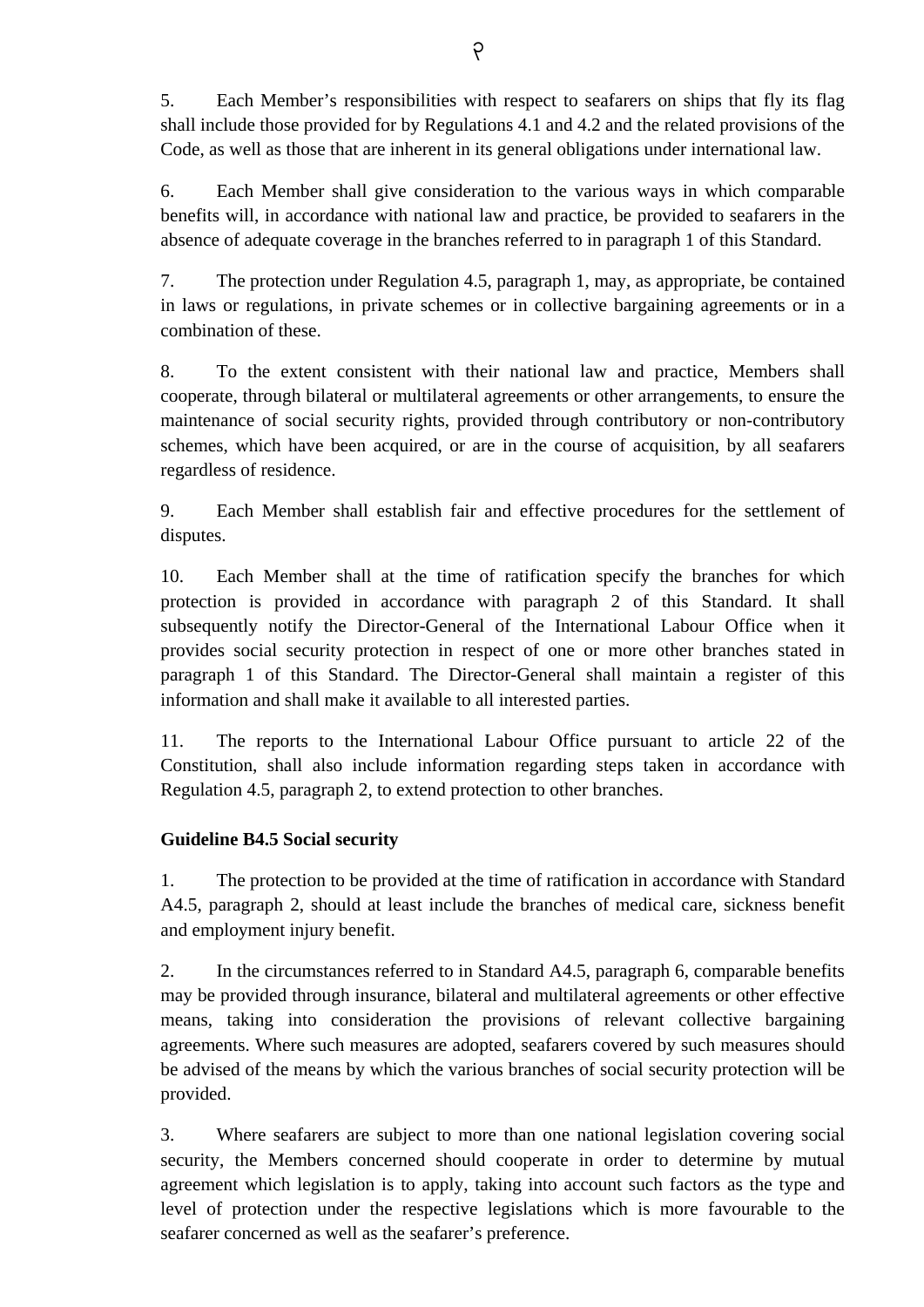5. Each Member's responsibilities with respect to seafarers on ships that fly its flag shall include those provided for by Regulations 4.1 and 4.2 and the related provisions of the Code, as well as those that are inherent in its general obligations under international law.

6. Each Member shall give consideration to the various ways in which comparable benefits will, in accordance with national law and practice, be provided to seafarers in the absence of adequate coverage in the branches referred to in paragraph 1 of this Standard.

7. The protection under Regulation 4.5, paragraph 1, may, as appropriate, be contained in laws or regulations, in private schemes or in collective bargaining agreements or in a combination of these.

8. To the extent consistent with their national law and practice, Members shall cooperate, through bilateral or multilateral agreements or other arrangements, to ensure the maintenance of social security rights, provided through contributory or non-contributory schemes, which have been acquired, or are in the course of acquisition, by all seafarers regardless of residence.

9. Each Member shall establish fair and effective procedures for the settlement of disputes.

10. Each Member shall at the time of ratification specify the branches for which protection is provided in accordance with paragraph 2 of this Standard. It shall subsequently notify the Director-General of the International Labour Office when it provides social security protection in respect of one or more other branches stated in paragraph 1 of this Standard. The Director-General shall maintain a register of this information and shall make it available to all interested parties.

11. The reports to the International Labour Office pursuant to article 22 of the Constitution, shall also include information regarding steps taken in accordance with Regulation 4.5, paragraph 2, to extend protection to other branches.

**Guideline B4.5 Social security**

1. The protection to be provided at the time of ratification in accordance with Standard A4.5, paragraph 2, should at least include the branches of medical care, sickness benefit and employment injury benefit.

2. In the circumstances referred to in Standard A4.5, paragraph 6, comparable benefits may be provided through insurance, bilateral and multilateral agreements or other effective means, taking into consideration the provisions of relevant collective bargaining agreements. Where such measures are adopted, seafarers covered by such measures should be advised of the means by which the various branches of social security protection will be provided.

3. Where seafarers are subject to more than one national legislation covering social security, the Members concerned should cooperate in order to determine by mutual agreement which legislation is to apply, taking into account such factors as the type and level of protection under the respective legislations which is more favourable to the seafarer concerned as well as the seafarer's preference.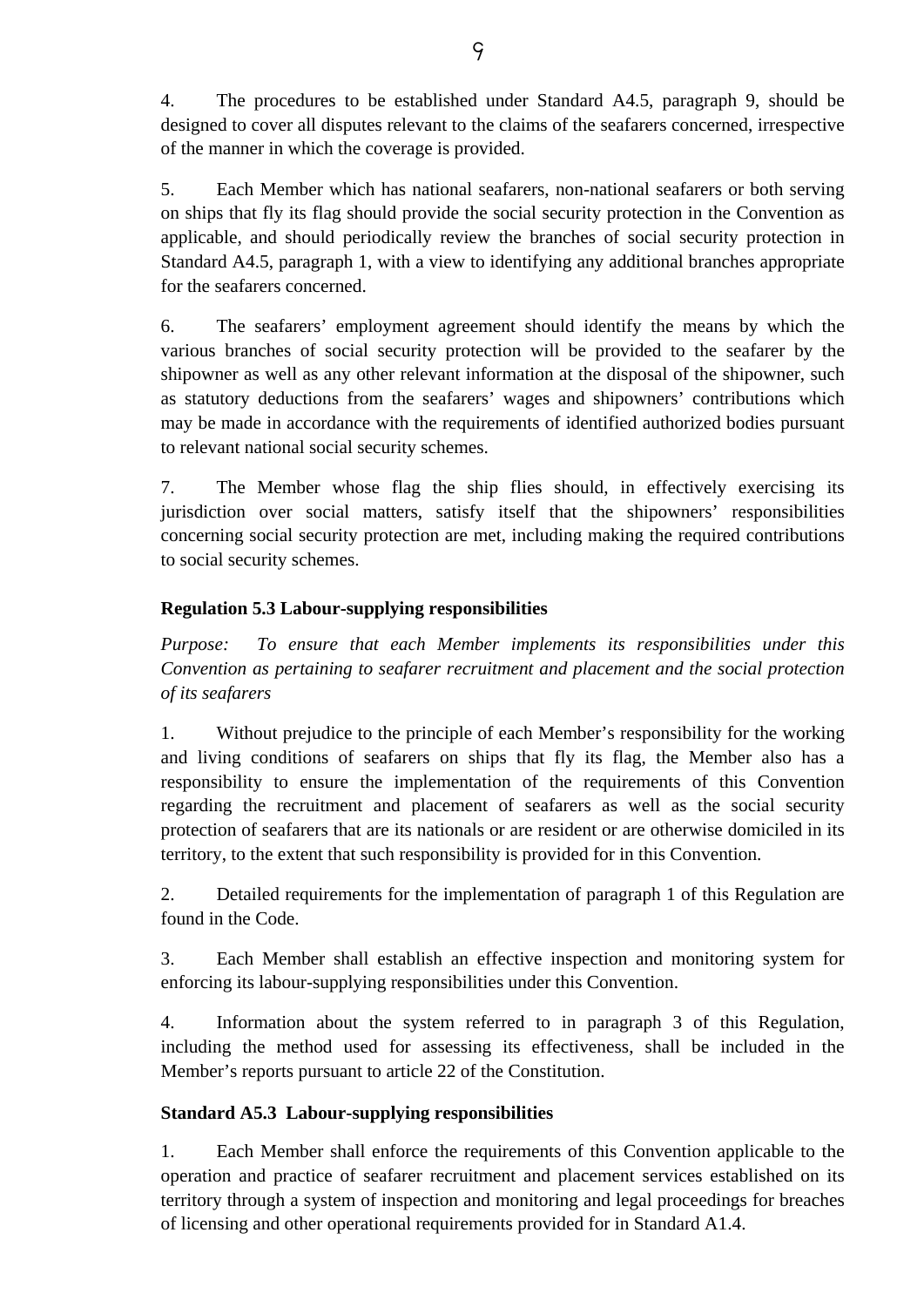4. The procedures to be established under Standard A4.5, paragraph 9, should be designed to cover all disputes relevant to the claims of the seafarers concerned, irrespective of the manner in which the coverage is provided.

5. Each Member which has national seafarers, non-national seafarers or both serving on ships that fly its flag should provide the social security protection in the Convention as applicable, and should periodically review the branches of social security protection in Standard A4.5, paragraph 1, with a view to identifying any additional branches appropriate for the seafarers concerned.

6. The seafarers' employment agreement should identify the means by which the various branches of social security protection will be provided to the seafarer by the shipowner as well as any other relevant information at the disposal of the shipowner, such as statutory deductions from the seafarers' wages and shipowners' contributions which may be made in accordance with the requirements of identified authorized bodies pursuant to relevant national social security schemes.

7. The Member whose flag the ship flies should, in effectively exercising its jurisdiction over social matters, satisfy itself that the shipowners' responsibilities concerning social security protection are met, including making the required contributions to social security schemes.

**Regulation 5.3 Labour-supplying responsibilities**

*Purpose: To ensure that each Member implements its responsibilities under this Convention as pertaining to seafarer recruitment and placement and the social protection of its seafarers*

1. Without prejudice to the principle of each Member's responsibility for the working and living conditions of seafarers on ships that fly its flag, the Member also has a responsibility to ensure the implementation of the requirements of this Convention regarding the recruitment and placement of seafarers as well as the social security protection of seafarers that are its nationals or are resident or are otherwise domiciled in its territory, to the extent that such responsibility is provided for in this Convention.

2. Detailed requirements for the implementation of paragraph 1 of this Regulation are found in the Code.

3. Each Member shall establish an effective inspection and monitoring system for enforcing its labour-supplying responsibilities under this Convention.

4. Information about the system referred to in paragraph 3 of this Regulation, including the method used for assessing its effectiveness, shall be included in the Member's reports pursuant to article 22 of the Constitution.

**Standard A5.3 Labour-supplying responsibilities**

1. Each Member shall enforce the requirements of this Convention applicable to the operation and practice of seafarer recruitment and placement services established on its territory through a system of inspection and monitoring and legal proceedings for breaches of licensing and other operational requirements provided for in Standard A1.4.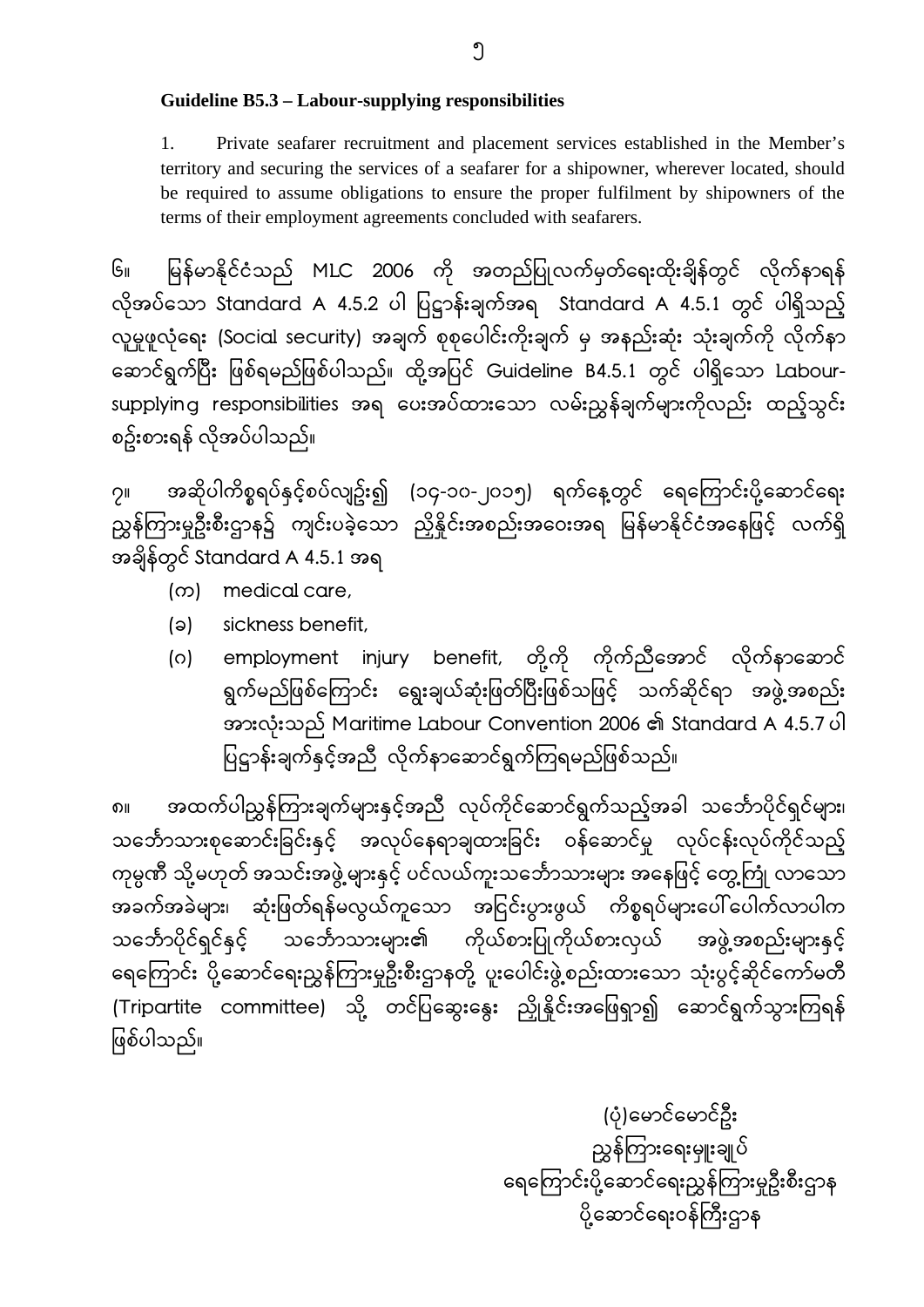**Guideline B5.3 – Labour-supplying responsibilities**

1. Private seafarer recruitment and placement services established in the Member's territory and securing the services of a seafarer for a shipowner, wherever located, should be required to assume obligations to ensure the proper fulfilment by shipowners of the terms of their employment agreements concluded with seafarers.

၆။ မြန်မာနိုင်ငံသည် MLC 2006 ကို အတည်ပြုလက်မှတ်ရေးထိုးချိန်တွင် လိုက်နာရန် လိုအပ်သော Standard A 4.5.2 ပါ ပြဋ္ဌာန်းချက်အရ Standard A 4.5.1 တွင် ပါရှိသည့် လူမှုဖူလုံရေး (Social security) အချက် စုစုပေါင်းကိုးချက် မှ အနည်းဆုံး သုံးချက်ကို လိုက်နာဆောင်ရွက်ပြီး ဖြစ်ရမည်ဖြစ်ပါသည်။ ထို့အပြင် Guideline B4.5.1 တွင် ပါရှိသော Labour-supplying responsibilities အရ ပေးအပ်ထားသော လမ်းညွှန်ချက်များကိုလည်း ထည့်သွင်းစဥ်းစားရန် လိုအပ်ပါသည်။

၇။ အဆိုပါကိစ္စရပ်နှင့်စပ်လျဥ်း၍ (၁၄-၁၀-၂၀၁၅) ရက်နေ့တွင် ရေကြောင်းပို့ဆောင်ရေး ညွှန်ကြားမှုဦးစီးဌာန၌ ကျင်းပခဲ့သော ညှိနှိုင်းအစည်းအဝေးအရ မြန်မာနိုင်ငံအနေဖြင့် လက်ရှိအချိန်တွင် Standard A 4.5.1 အရ

- (က) medical care,
- (ခ) sickness benefit,
- (ဂ) employment injury benefit, တို့ကို ကိုက်ညီအောင် လိုက်နာဆောင်ရွက်မည်ဖြစ်ကြောင်း ရွေးချယ်ဆုံးဖြတ်ပြီးဖြစ်သဖြင့် သက်ဆိုင်ရာ အဖွဲ့အစည်းအားလုံးသည် Maritime Labour Convention 2006 ၏ Standard A 4.5.7 ပါ ပြဋ္ဌာန်းချက်နှင့်အညီ လိုက်နာဆောင်ရွက်ကြရမည်ဖြစ်သည်။

၈။ အထက်ပါညွှန်ကြားချက်များနှင့်အညီ လုပ်ကိုင်ဆောင်ရွက်သည့်အခါ သင်္ဘောပိုင်ရှင်များ၊ သင်္ဘောသားစုဆောင်းခြင်းနှင့် အလုပ်နေရာချထားခြင်း ဝန်ဆောင်မှု လုပ်ငန်းလုပ်ကိုင်သည့် ကုမ္ပဏီ သို့မဟုတ် အသင်းအဖွဲ့များနှင့် ပင်လယ်ကူးသင်္ဘောသားများ အနေဖြင့် တွေ့ကြုံ လာသော အခက်အခဲများ၊ ဆုံးဖြတ်ရန်မလွယ်ကူသော အငြင်းပွားဖွယ် ကိစ္စရပ်များပေါ်ပေါက်လာပါက သင်္ဘောပိုင်ရှင်နှင့် သင်္ဘောသားများ၏ ကိုယ်စားပြုကိုယ်စားလှယ် အဖွဲ့အစည်းများနှင့် ရေကြောင်း ပို့ဆောင်ရေးညွှန်ကြားမှုဦးစီးဌာနတို့ ပူးပေါင်းဖွဲ့စည်းထားသော သုံးပွင့်ဆိုင်ကော်မတီ (Tripartite committee) သို့ တင်ပြဆွေးနွေး ညှိနှိုင်းအဖြေရှာ၍ ဆောင်ရွက်သွားကြရန် ဖြစ်ပါသည်။

(ပုံ)မောင်မောင်ဦး
ညွှန်ကြားရေးမှူးချုပ်
ရေကြောင်းပို့ဆောင်ရေးညွှန်ကြားမှုဦးစီးဌာန
ပို့ဆောင်ရေးဝန်ကြီးဌာန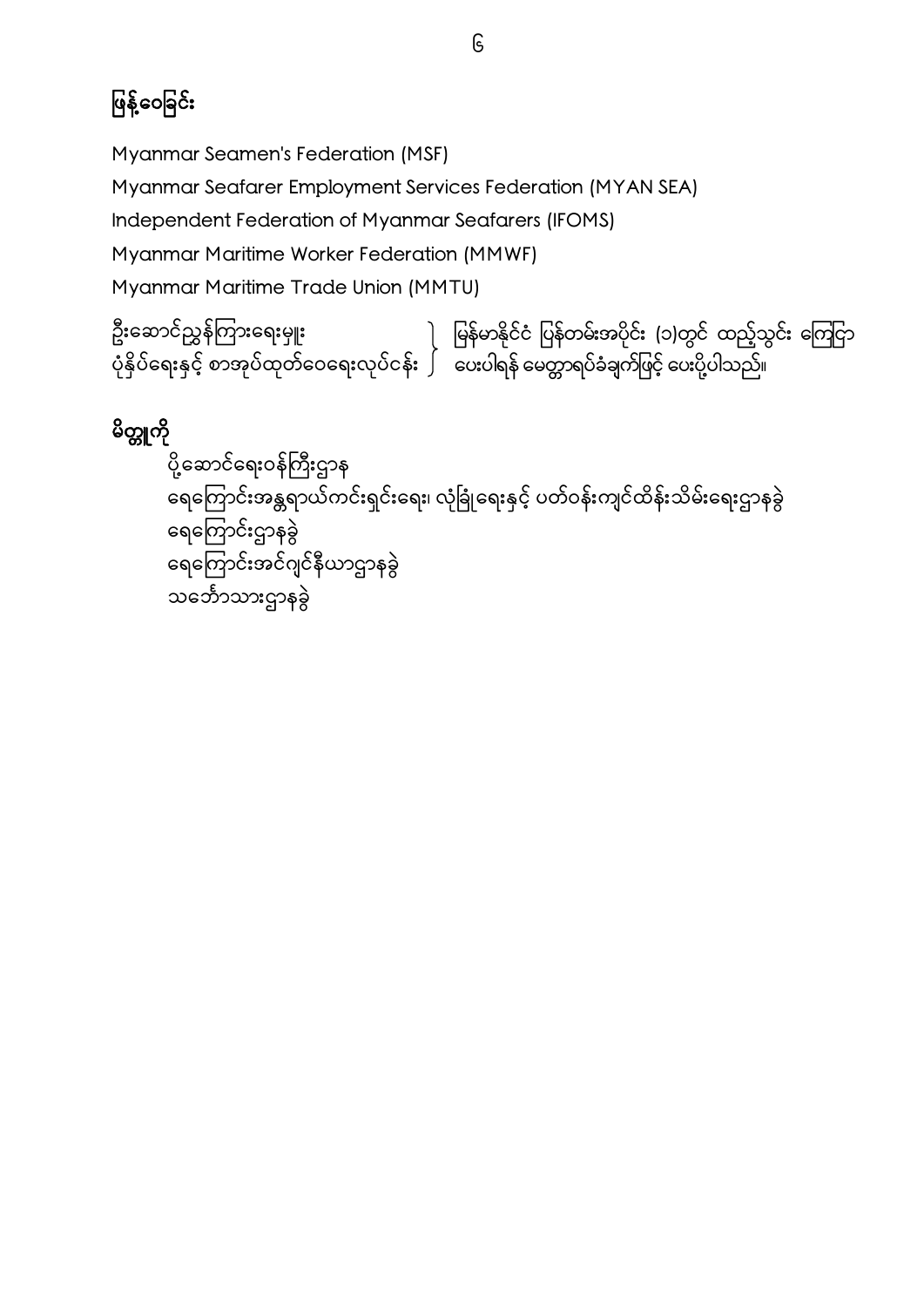**ဖြန့်ဝေခြင်း**

Myanmar Seamen's Federation (MSF)

Myanmar Seafarer Employment Services Federation (MYAN SEA)

Independent Federation of Myanmar Seafarers (IFOMS)

Myanmar Maritime Worker Federation (MMWF)

Myanmar Maritime Trade Union (MMTU)

ဦးဆောင်ညွှန်ကြားရေးမှူး
ပုံနှိပ်ရေးနှင့် စာအုပ်ထုတ်ဝေရေးလုပ်ငန်း } မြန်မာနိုင်ငံ ပြန်တမ်းအပိုင်း (၁)တွင် ထည့်သွင်း ကြေငြာပေးပါရန် မေတ္တာရပ်ခံချက်ဖြင့် ပေးပို့ပါသည်။

**မိတ္တူကို**

ပို့ဆောင်ရေးဝန်ကြီးဌာန
ရေကြောင်းအန္တရာယ်ကင်းရှင်းရေး၊ လုံခြုံရေးနှင့် ပတ်ဝန်းကျင်ထိန်းသိမ်းရေးဌာနခွဲ
ရေကြောင်းဌာနခွဲ
ရေကြောင်းအင်ဂျင်နီယာဌာနခွဲ
သင်္ဘောသားဌာနခွဲ